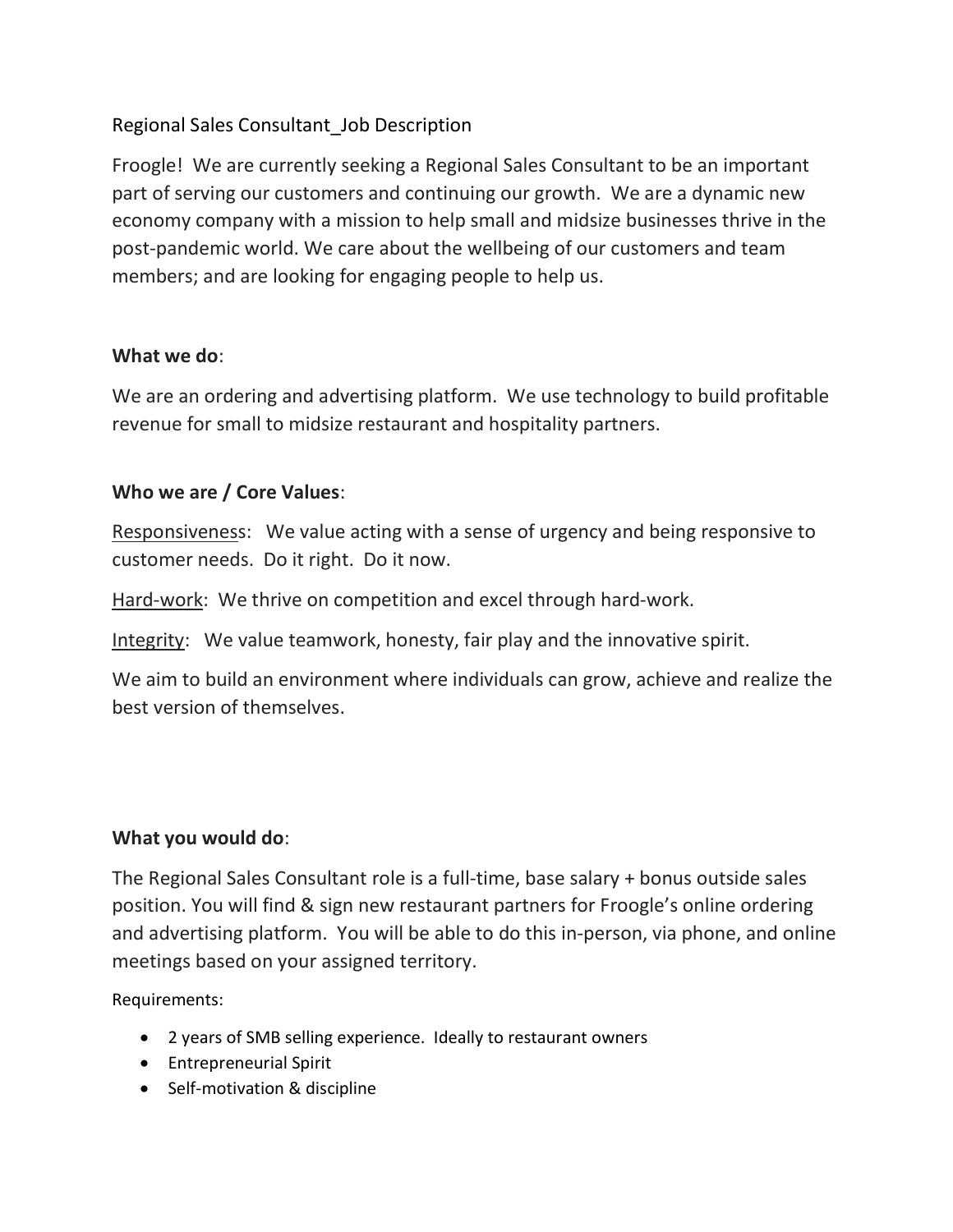Regional Sales Consultant_Job Description

Froogle! We are currently seeking a Regional Sales Consultant to be an important part of serving our customers and continuing our growth. We are a dynamic new economy company with a mission to help small and midsize businesses thrive in the post-pandemic world. We care about the wellbeing of our customers and team members; and are looking for engaging people to help us.

**What we do**:

We are an ordering and advertising platform. We use technology to build profitable revenue for small to midsize restaurant and hospitality partners.

**Who we are / Core Values**:

Responsiveness: We value acting with a sense of urgency and being responsive to customer needs. Do it right. Do it now.

Hard-work: We thrive on competition and excel through hard-work.

Integrity: We value teamwork, honesty, fair play and the innovative spirit.

We aim to build an environment where individuals can grow, achieve and realize the best version of themselves.

**What you would do**:

The Regional Sales Consultant role is a full-time, base salary + bonus outside sales position. You will find & sign new restaurant partners for Froogle's online ordering and advertising platform. You will be able to do this in-person, via phone, and online meetings based on your assigned territory.

Requirements:

- 2 years of SMB selling experience. Ideally to restaurant owners
- Entrepreneurial Spirit
- Self-motivation & discipline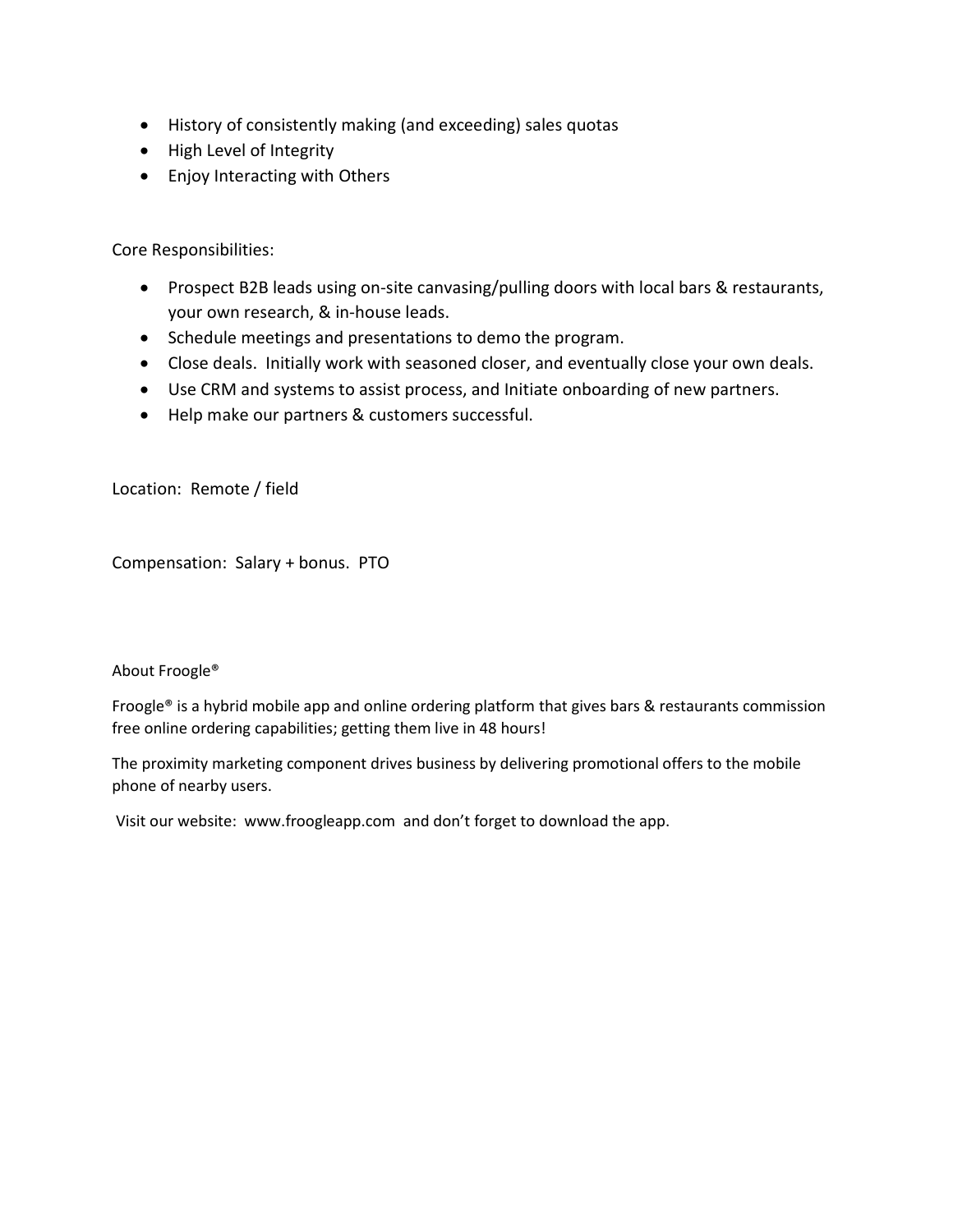- History of consistently making (and exceeding) sales quotas
- High Level of Integrity
- Enjoy Interacting with Others

Core Responsibilities:

- Prospect B2B leads using on-site canvasing/pulling doors with local bars & restaurants, your own research, & in-house leads.
- Schedule meetings and presentations to demo the program.
- Close deals. Initially work with seasoned closer, and eventually close your own deals.
- Use CRM and systems to assist process, and Initiate onboarding of new partners.
- Help make our partners & customers successful.

Location: Remote / field

Compensation: Salary + bonus. PTO

About Froogle®

Froogle® is a hybrid mobile app and online ordering platform that gives bars & restaurants commission free online ordering capabilities; getting them live in 48 hours!

The proximity marketing component drives business by delivering promotional offers to the mobile phone of nearby users.

Visit our website: www.froogleapp.com and don't forget to download the app.